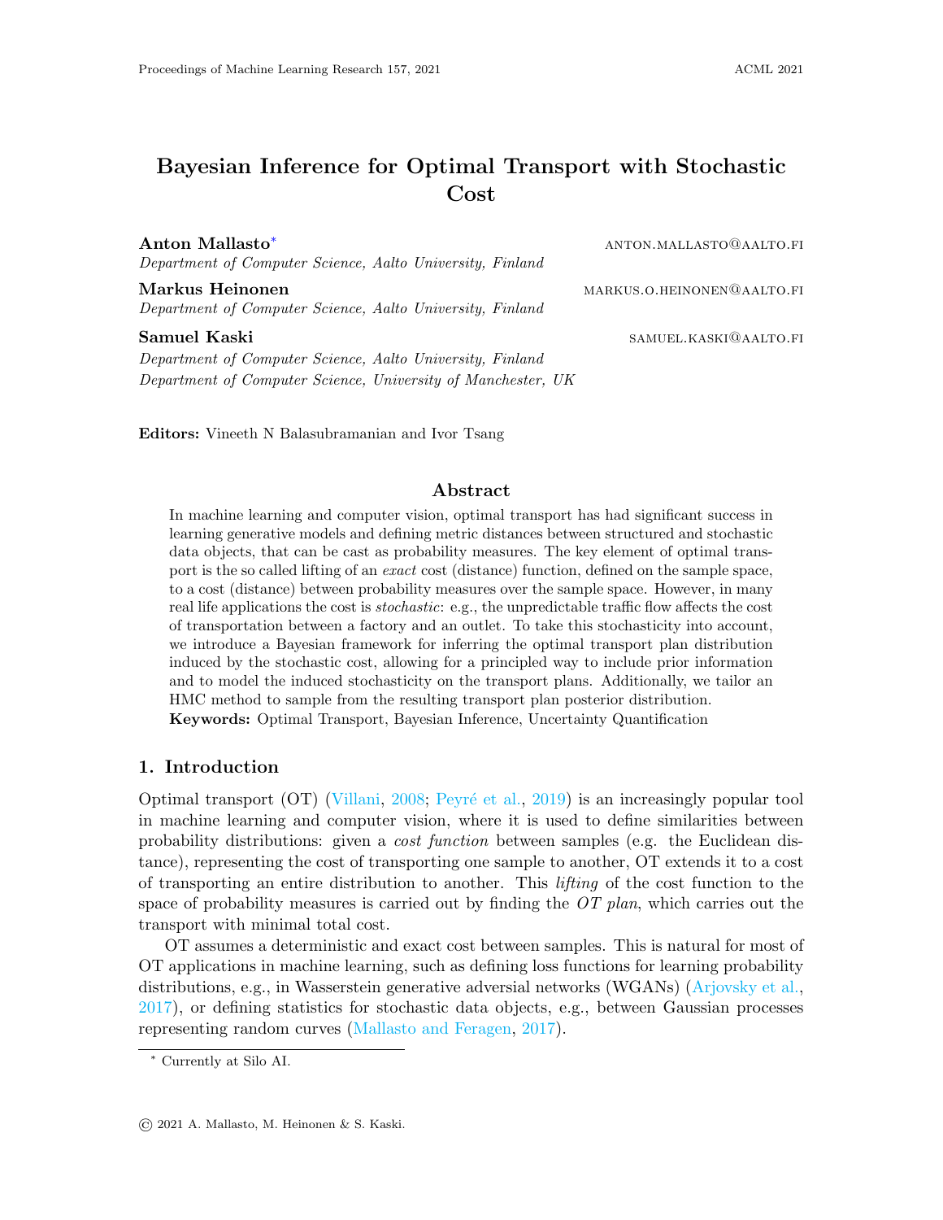# Bayesian Inference for Optimal Transport with Stochastic Cost

**Anton Mallasto**[*] ANTON.MALLASTO@AALTO.FI
*Department of Computer Science, Aalto University, Finland*

**Markus Heinonen** MARKUS.O.HEINONEN@AALTO.FI
*Department of Computer Science, Aalto University, Finland*

**Samuel Kaski** SAMUEL.KASKI@AALTO.FI
*Department of Computer Science, Aalto University, Finland*
*Department of Computer Science, University of Manchester, UK*

**Editors:** Vineeth N Balasubramanian and Ivor Tsang

## Abstract

In machine learning and computer vision, optimal transport has had significant success in learning generative models and defining metric distances between structured and stochastic data objects, that can be cast as probability measures. The key element of optimal transport is the so called lifting of an *exact* cost (distance) function, defined on the sample space, to a cost (distance) between probability measures over the sample space. However, in many real life applications the cost is *stochastic*: e.g., the unpredictable traffic flow affects the cost of transportation between a factory and an outlet. To take this stochasticity into account, we introduce a Bayesian framework for inferring the optimal transport plan distribution induced by the stochastic cost, allowing for a principled way to include prior information and to model the induced stochasticity on the transport plans. Additionally, we tailor an HMC method to sample from the resulting transport plan posterior distribution.

**Keywords:** Optimal Transport, Bayesian Inference, Uncertainty Quantification

## 1. Introduction

Optimal transport (OT) (Villani, 2008; Peyré et al., 2019) is an increasingly popular tool in machine learning and computer vision, where it is used to define similarities between probability distributions: given a *cost function* between samples (e.g. the Euclidean distance), representing the cost of transporting one sample to another, OT extends it to a cost of transporting an entire distribution to another. This *lifting* of the cost function to the space of probability measures is carried out by finding the *OT plan*, which carries out the transport with minimal total cost.

OT assumes a deterministic and exact cost between samples. This is natural for most of OT applications in machine learning, such as defining loss functions for learning probability distributions, e.g., in Wasserstein generative adversial networks (WGANs) (Arjovsky et al., 2017), or defining statistics for stochastic data objects, e.g., between Gaussian processes representing random curves (Mallasto and Feragen, 2017).

[*] Currently at Silo AI.

© 2021 A. Mallasto, M. Heinonen & S. Kaski.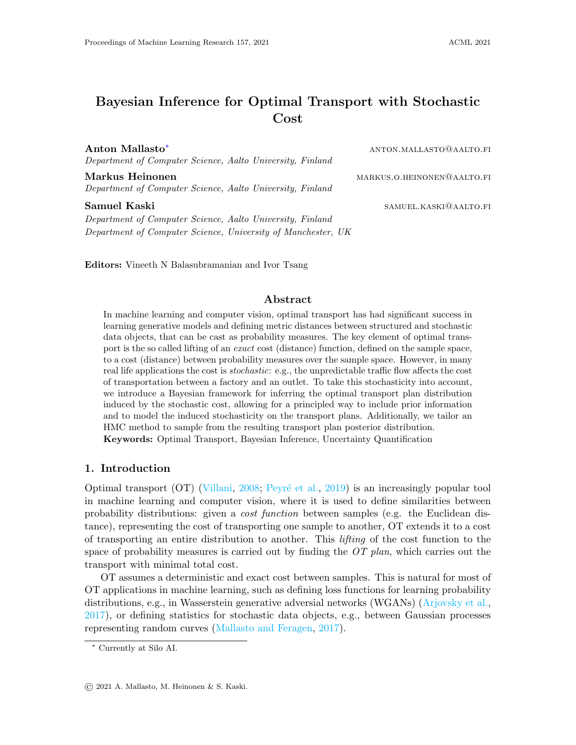# Bayesian Inference for Optimal Transport with Stochastic Cost

**Anton Mallasto**[*] anton.mallasto@aalto.fi
*Department of Computer Science, Aalto University, Finland*

**Markus Heinonen** markus.o.heinonen@aalto.fi
*Department of Computer Science, Aalto University, Finland*

**Samuel Kaski** samuel.kaski@aalto.fi
*Department of Computer Science, Aalto University, Finland*
*Department of Computer Science, University of Manchester, UK*

**Editors:** Vineeth N Balasubramanian and Ivor Tsang

## Abstract

In machine learning and computer vision, optimal transport has had significant success in learning generative models and defining metric distances between structured and stochastic data objects, that can be cast as probability measures. The key element of optimal transport is the so called lifting of an *exact* cost (distance) function, defined on the sample space, to a cost (distance) between probability measures over the sample space. However, in many real life applications the cost is *stochastic*: e.g., the unpredictable traffic flow affects the cost of transportation between a factory and an outlet. To take this stochasticity into account, we introduce a Bayesian framework for inferring the optimal transport plan distribution induced by the stochastic cost, allowing for a principled way to include prior information and to model the induced stochasticity on the transport plans. Additionally, we tailor an HMC method to sample from the resulting transport plan posterior distribution.

**Keywords:** Optimal Transport, Bayesian Inference, Uncertainty Quantification

## 1. Introduction

Optimal transport (OT) (Villani, 2008; Peyré et al., 2019) is an increasingly popular tool in machine learning and computer vision, where it is used to define similarities between probability distributions: given a *cost function* between samples (e.g. the Euclidean distance), representing the cost of transporting one sample to another, OT extends it to a cost of transporting an entire distribution to another. This *lifting* of the cost function to the space of probability measures is carried out by finding the *OT plan*, which carries out the transport with minimal total cost.

OT assumes a deterministic and exact cost between samples. This is natural for most of OT applications in machine learning, such as defining loss functions for learning probability distributions, e.g., in Wasserstein generative adversial networks (WGANs) (Arjovsky et al., 2017), or defining statistics for stochastic data objects, e.g., between Gaussian processes representing random curves (Mallasto and Feragen, 2017).

[*] Currently at Silo AI.

© 2021 A. Mallasto, M. Heinonen & S. Kaski.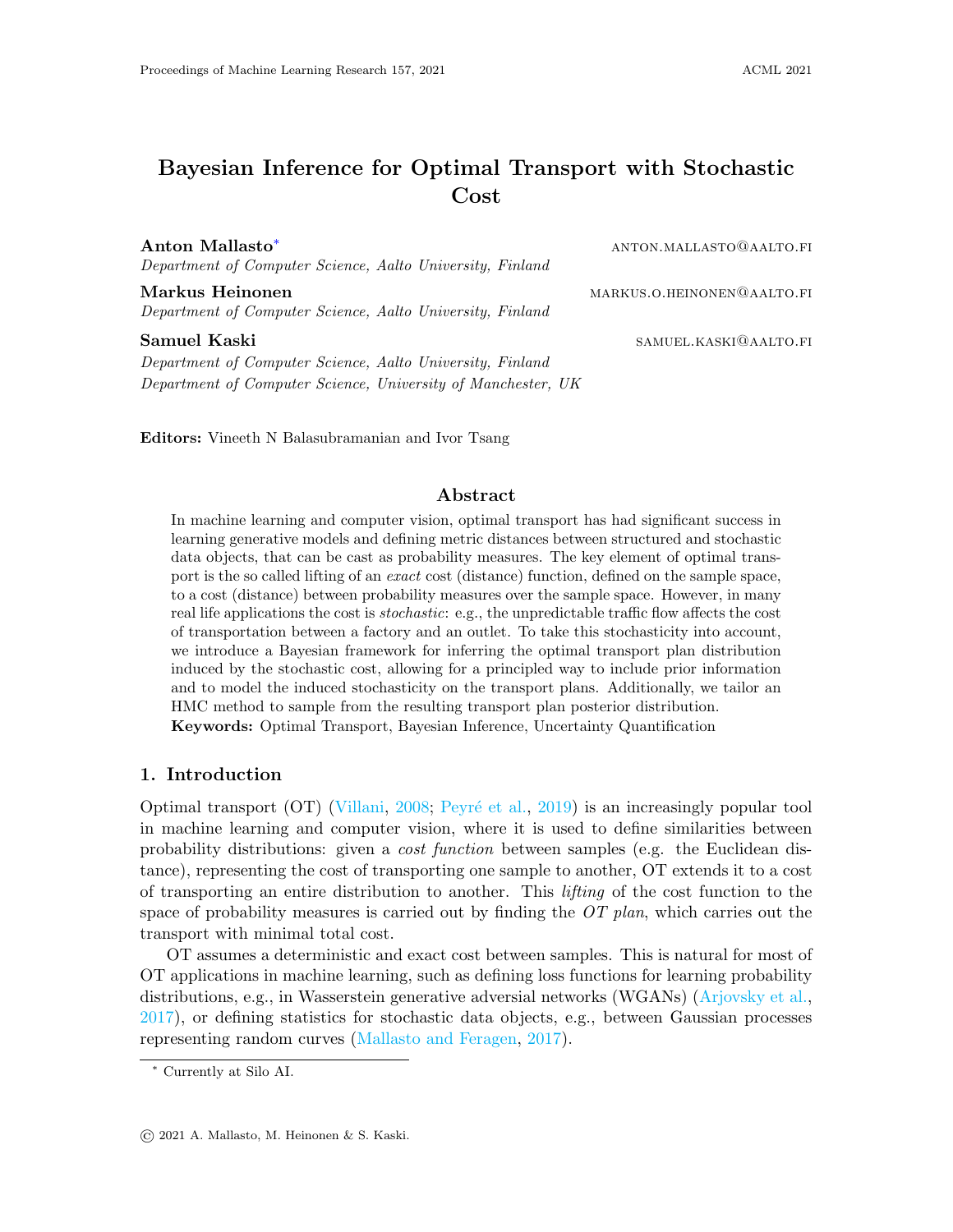# Bayesian Inference for Optimal Transport with Stochastic Cost

**Anton Mallasto**[*] ANTON.MALLASTO@AALTO.FI
*Department of Computer Science, Aalto University, Finland*

**Markus Heinonen** MARKUS.O.HEINONEN@AALTO.FI
*Department of Computer Science, Aalto University, Finland*

**Samuel Kaski** SAMUEL.KASKI@AALTO.FI
*Department of Computer Science, Aalto University, Finland*
*Department of Computer Science, University of Manchester, UK*

**Editors:** Vineeth N Balasubramanian and Ivor Tsang

## Abstract

In machine learning and computer vision, optimal transport has had significant success in learning generative models and defining metric distances between structured and stochastic data objects, that can be cast as probability measures. The key element of optimal transport is the so called lifting of an *exact* cost (distance) function, defined on the sample space, to a cost (distance) between probability measures over the sample space. However, in many real life applications the cost is *stochastic*: e.g., the unpredictable traffic flow affects the cost of transportation between a factory and an outlet. To take this stochasticity into account, we introduce a Bayesian framework for inferring the optimal transport plan distribution induced by the stochastic cost, allowing for a principled way to include prior information and to model the induced stochasticity on the transport plans. Additionally, we tailor an HMC method to sample from the resulting transport plan posterior distribution.

**Keywords:** Optimal Transport, Bayesian Inference, Uncertainty Quantification

## 1. Introduction

Optimal transport (OT) (Villani, 2008; Peyré et al., 2019) is an increasingly popular tool in machine learning and computer vision, where it is used to define similarities between probability distributions: given a *cost function* between samples (e.g. the Euclidean distance), representing the cost of transporting one sample to another, OT extends it to a cost of transporting an entire distribution to another. This *lifting* of the cost function to the space of probability measures is carried out by finding the *OT plan*, which carries out the transport with minimal total cost.

OT assumes a deterministic and exact cost between samples. This is natural for most of OT applications in machine learning, such as defining loss functions for learning probability distributions, e.g., in Wasserstein generative adversial networks (WGANs) (Arjovsky et al., 2017), or defining statistics for stochastic data objects, e.g., between Gaussian processes representing random curves (Mallasto and Feragen, 2017).

[*] Currently at Silo AI.

© 2021 A. Mallasto, M. Heinonen & S. Kaski.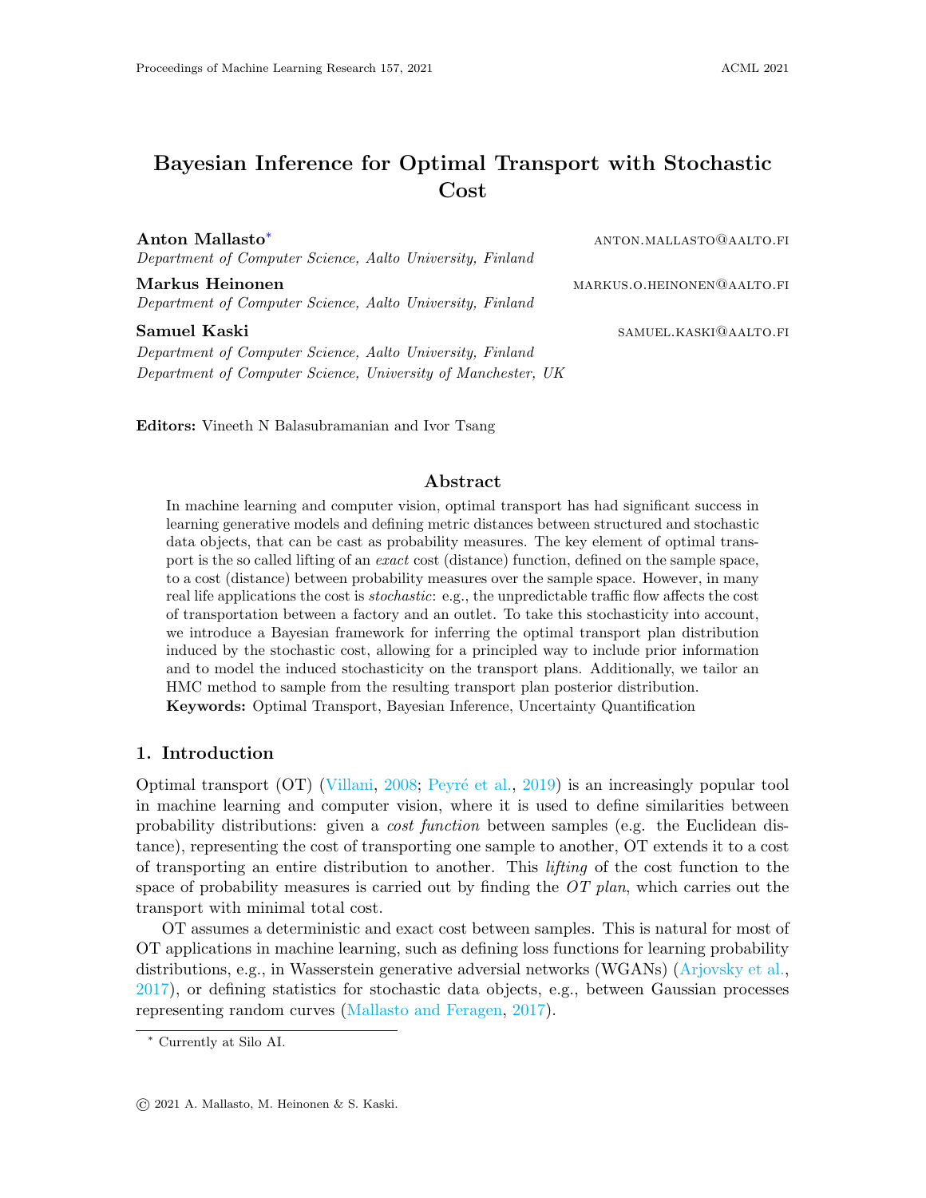# Bayesian Inference for Optimal Transport with Stochastic Cost

**Anton Mallasto**[*] ANTON.MALLASTO@AALTO.FI
*Department of Computer Science, Aalto University, Finland*

**Markus Heinonen** MARKUS.O.HEINONEN@AALTO.FI
*Department of Computer Science, Aalto University, Finland*

**Samuel Kaski** SAMUEL.KASKI@AALTO.FI
*Department of Computer Science, Aalto University, Finland*
*Department of Computer Science, University of Manchester, UK*

**Editors:** Vineeth N Balasubramanian and Ivor Tsang

## Abstract

In machine learning and computer vision, optimal transport has had significant success in learning generative models and defining metric distances between structured and stochastic data objects, that can be cast as probability measures. The key element of optimal transport is the so called lifting of an *exact* cost (distance) function, defined on the sample space, to a cost (distance) between probability measures over the sample space. However, in many real life applications the cost is *stochastic*: e.g., the unpredictable traffic flow affects the cost of transportation between a factory and an outlet. To take this stochasticity into account, we introduce a Bayesian framework for inferring the optimal transport plan distribution induced by the stochastic cost, allowing for a principled way to include prior information and to model the induced stochasticity on the transport plans. Additionally, we tailor an HMC method to sample from the resulting transport plan posterior distribution.

**Keywords:** Optimal Transport, Bayesian Inference, Uncertainty Quantification

## 1. Introduction

Optimal transport (OT) (Villani, 2008; Peyré et al., 2019) is an increasingly popular tool in machine learning and computer vision, where it is used to define similarities between probability distributions: given a *cost function* between samples (e.g. the Euclidean distance), representing the cost of transporting one sample to another, OT extends it to a cost of transporting an entire distribution to another. This *lifting* of the cost function to the space of probability measures is carried out by finding the *OT plan*, which carries out the transport with minimal total cost.

OT assumes a deterministic and exact cost between samples. This is natural for most of OT applications in machine learning, such as defining loss functions for learning probability distributions, e.g., in Wasserstein generative adversial networks (WGANs) (Arjovsky et al., 2017), or defining statistics for stochastic data objects, e.g., between Gaussian processes representing random curves (Mallasto and Feragen, 2017).

[*] Currently at Silo AI.

© 2021 A. Mallasto, M. Heinonen & S. Kaski.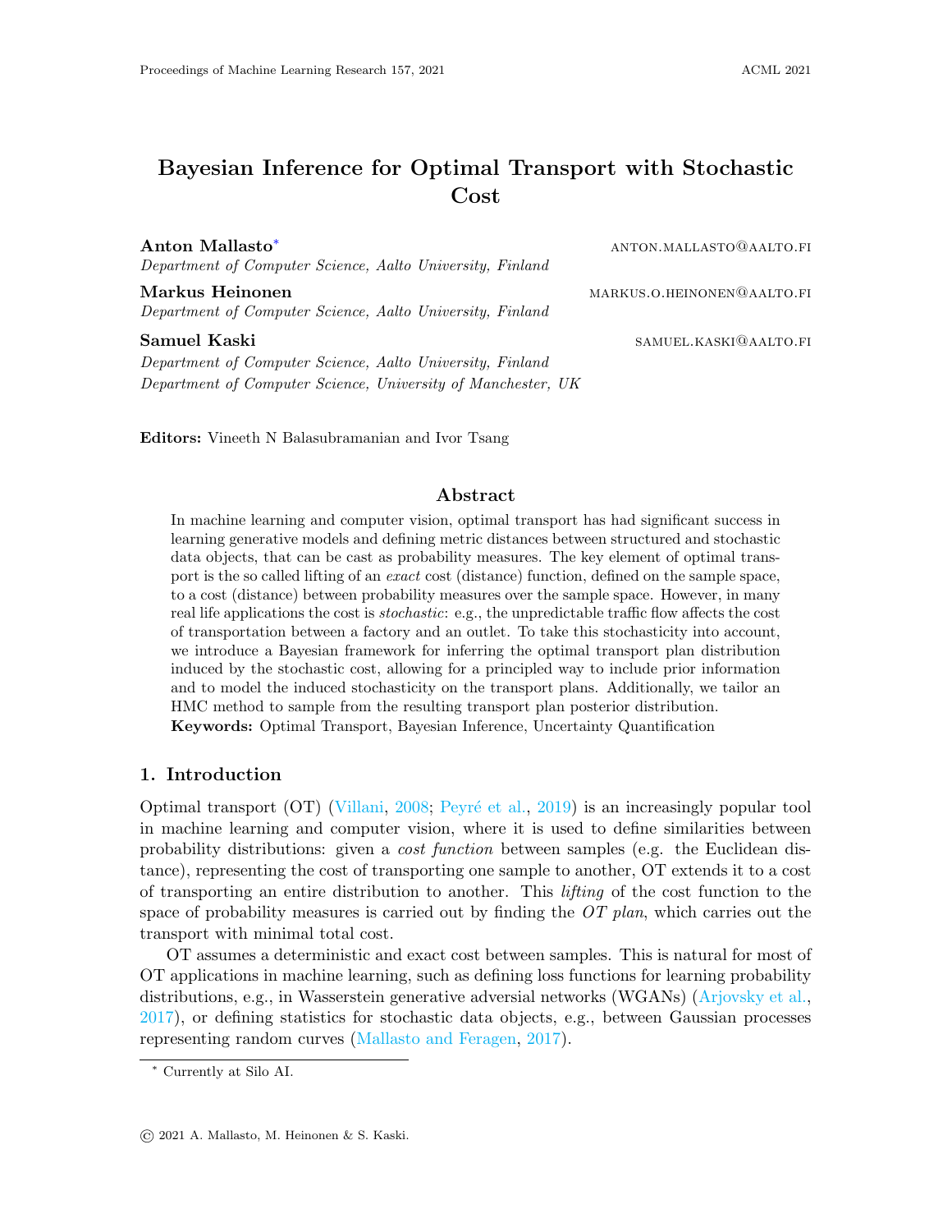# Bayesian Inference for Optimal Transport with Stochastic Cost

**Anton Mallasto**[*] ANTON.MALLASTO@AALTO.FI
*Department of Computer Science, Aalto University, Finland*

**Markus Heinonen** MARKUS.O.HEINONEN@AALTO.FI
*Department of Computer Science, Aalto University, Finland*

**Samuel Kaski** SAMUEL.KASKI@AALTO.FI
*Department of Computer Science, Aalto University, Finland*
*Department of Computer Science, University of Manchester, UK*

**Editors:** Vineeth N Balasubramanian and Ivor Tsang

## Abstract

In machine learning and computer vision, optimal transport has had significant success in learning generative models and defining metric distances between structured and stochastic data objects, that can be cast as probability measures. The key element of optimal transport is the so called lifting of an *exact* cost (distance) function, defined on the sample space, to a cost (distance) between probability measures over the sample space. However, in many real life applications the cost is *stochastic*: e.g., the unpredictable traffic flow affects the cost of transportation between a factory and an outlet. To take this stochasticity into account, we introduce a Bayesian framework for inferring the optimal transport plan distribution induced by the stochastic cost, allowing for a principled way to include prior information and to model the induced stochasticity on the transport plans. Additionally, we tailor an HMC method to sample from the resulting transport plan posterior distribution.

**Keywords:** Optimal Transport, Bayesian Inference, Uncertainty Quantification

## 1. Introduction

Optimal transport (OT) (Villani, 2008; Peyré et al., 2019) is an increasingly popular tool in machine learning and computer vision, where it is used to define similarities between probability distributions: given a *cost function* between samples (e.g. the Euclidean distance), representing the cost of transporting one sample to another, OT extends it to a cost of transporting an entire distribution to another. This *lifting* of the cost function to the space of probability measures is carried out by finding the *OT plan*, which carries out the transport with minimal total cost.

OT assumes a deterministic and exact cost between samples. This is natural for most of OT applications in machine learning, such as defining loss functions for learning probability distributions, e.g., in Wasserstein generative adversial networks (WGANs) (Arjovsky et al., 2017), or defining statistics for stochastic data objects, e.g., between Gaussian processes representing random curves (Mallasto and Feragen, 2017).

[*] Currently at Silo AI.

© 2021 A. Mallasto, M. Heinonen & S. Kaski.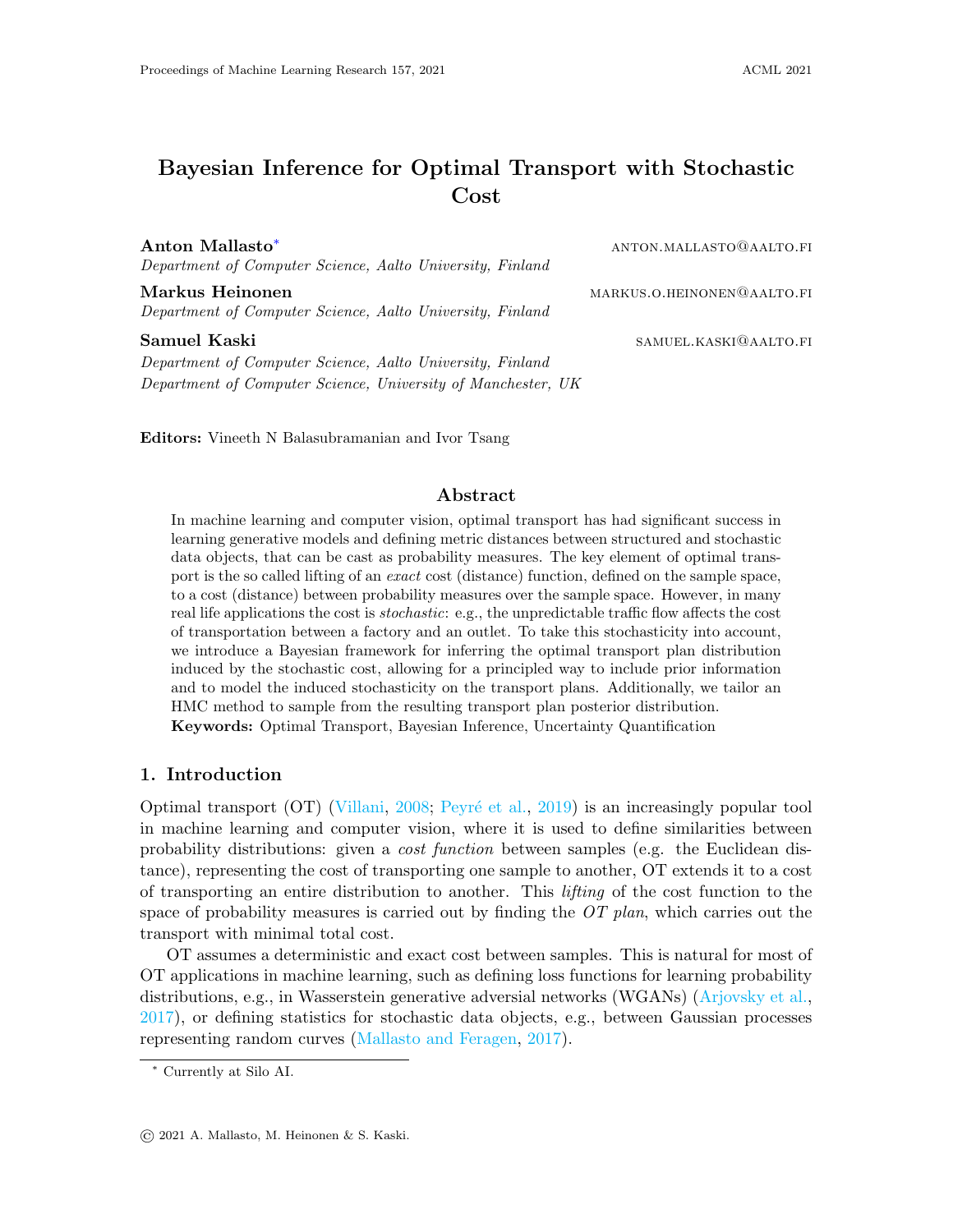# Bayesian Inference for Optimal Transport with Stochastic Cost

**Anton Mallasto**[*] ANTON.MALLASTO@AALTO.FI
*Department of Computer Science, Aalto University, Finland*

**Markus Heinonen** MARKUS.O.HEINONEN@AALTO.FI
*Department of Computer Science, Aalto University, Finland*

**Samuel Kaski** SAMUEL.KASKI@AALTO.FI
*Department of Computer Science, Aalto University, Finland*
*Department of Computer Science, University of Manchester, UK*

**Editors:** Vineeth N Balasubramanian and Ivor Tsang

## Abstract

In machine learning and computer vision, optimal transport has had significant success in learning generative models and defining metric distances between structured and stochastic data objects, that can be cast as probability measures. The key element of optimal transport is the so called lifting of an *exact* cost (distance) function, defined on the sample space, to a cost (distance) between probability measures over the sample space. However, in many real life applications the cost is *stochastic*: e.g., the unpredictable traffic flow affects the cost of transportation between a factory and an outlet. To take this stochasticity into account, we introduce a Bayesian framework for inferring the optimal transport plan distribution induced by the stochastic cost, allowing for a principled way to include prior information and to model the induced stochasticity on the transport plans. Additionally, we tailor an HMC method to sample from the resulting transport plan posterior distribution.

**Keywords:** Optimal Transport, Bayesian Inference, Uncertainty Quantification

## 1. Introduction

Optimal transport (OT) (Villani, 2008; Peyré et al., 2019) is an increasingly popular tool in machine learning and computer vision, where it is used to define similarities between probability distributions: given a *cost function* between samples (e.g. the Euclidean distance), representing the cost of transporting one sample to another, OT extends it to a cost of transporting an entire distribution to another. This *lifting* of the cost function to the space of probability measures is carried out by finding the *OT plan*, which carries out the transport with minimal total cost.

OT assumes a deterministic and exact cost between samples. This is natural for most of OT applications in machine learning, such as defining loss functions for learning probability distributions, e.g., in Wasserstein generative adversial networks (WGANs) (Arjovsky et al., 2017), or defining statistics for stochastic data objects, e.g., between Gaussian processes representing random curves (Mallasto and Feragen, 2017).

[*] Currently at Silo AI.

© 2021 A. Mallasto, M. Heinonen & S. Kaski.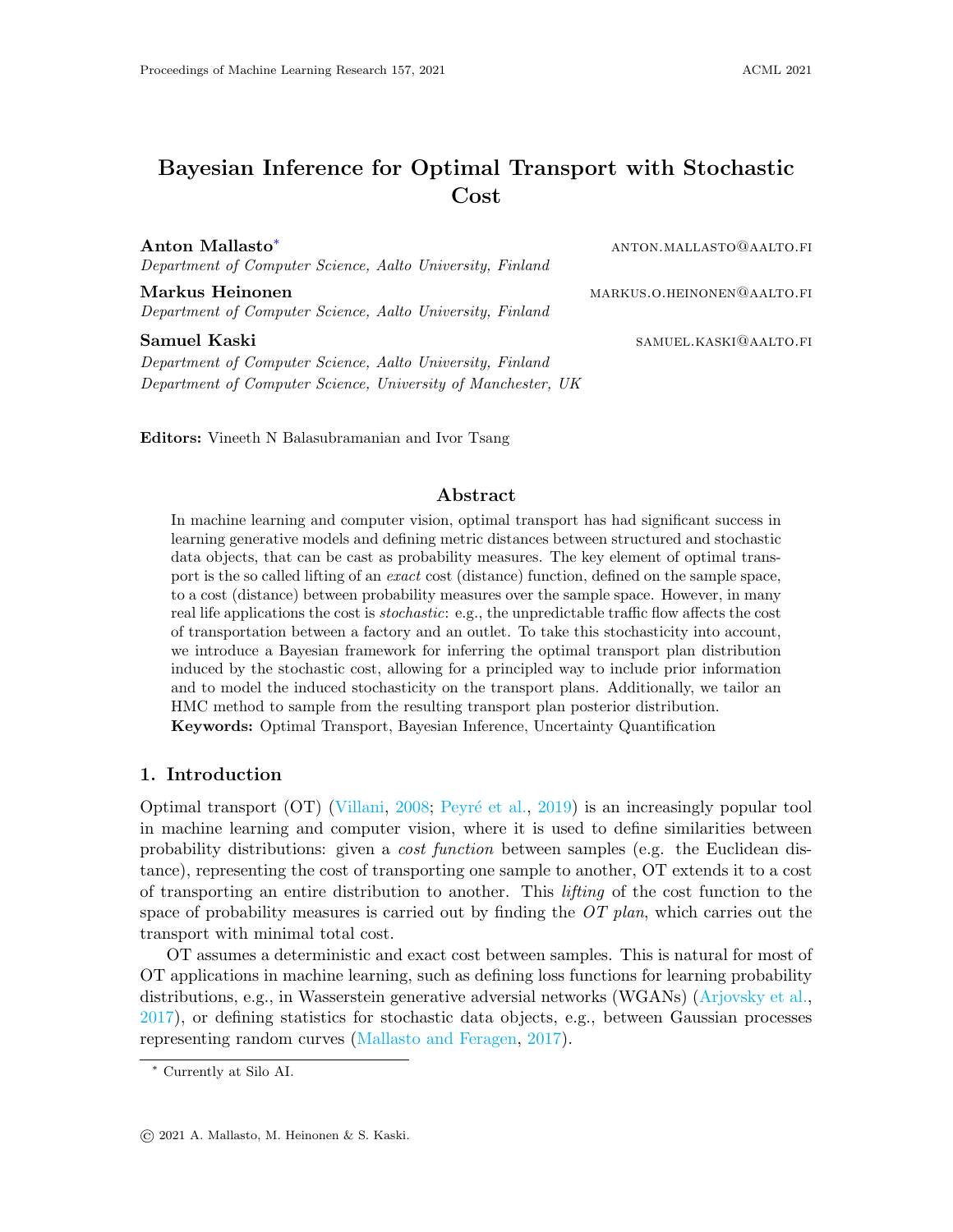# Bayesian Inference for Optimal Transport with Stochastic Cost

**Anton Mallasto**[*] ANTON.MALLASTO@AALTO.FI
*Department of Computer Science, Aalto University, Finland*

**Markus Heinonen** MARKUS.O.HEINONEN@AALTO.FI
*Department of Computer Science, Aalto University, Finland*

**Samuel Kaski** SAMUEL.KASKI@AALTO.FI
*Department of Computer Science, Aalto University, Finland*
*Department of Computer Science, University of Manchester, UK*

**Editors:** Vineeth N Balasubramanian and Ivor Tsang

## Abstract

In machine learning and computer vision, optimal transport has had significant success in learning generative models and defining metric distances between structured and stochastic data objects, that can be cast as probability measures. The key element of optimal transport is the so called lifting of an *exact* cost (distance) function, defined on the sample space, to a cost (distance) between probability measures over the sample space. However, in many real life applications the cost is *stochastic*: e.g., the unpredictable traffic flow affects the cost of transportation between a factory and an outlet. To take this stochasticity into account, we introduce a Bayesian framework for inferring the optimal transport plan distribution induced by the stochastic cost, allowing for a principled way to include prior information and to model the induced stochasticity on the transport plans. Additionally, we tailor an HMC method to sample from the resulting transport plan posterior distribution.

**Keywords:** Optimal Transport, Bayesian Inference, Uncertainty Quantification

## 1. Introduction

Optimal transport (OT) (Villani, 2008; Peyré et al., 2019) is an increasingly popular tool in machine learning and computer vision, where it is used to define similarities between probability distributions: given a *cost function* between samples (e.g. the Euclidean distance), representing the cost of transporting one sample to another, OT extends it to a cost of transporting an entire distribution to another. This *lifting* of the cost function to the space of probability measures is carried out by finding the *OT plan*, which carries out the transport with minimal total cost.

OT assumes a deterministic and exact cost between samples. This is natural for most of OT applications in machine learning, such as defining loss functions for learning probability distributions, e.g., in Wasserstein generative adversial networks (WGANs) (Arjovsky et al., 2017), or defining statistics for stochastic data objects, e.g., between Gaussian processes representing random curves (Mallasto and Feragen, 2017).

[*] Currently at Silo AI.

© 2021 A. Mallasto, M. Heinonen & S. Kaski.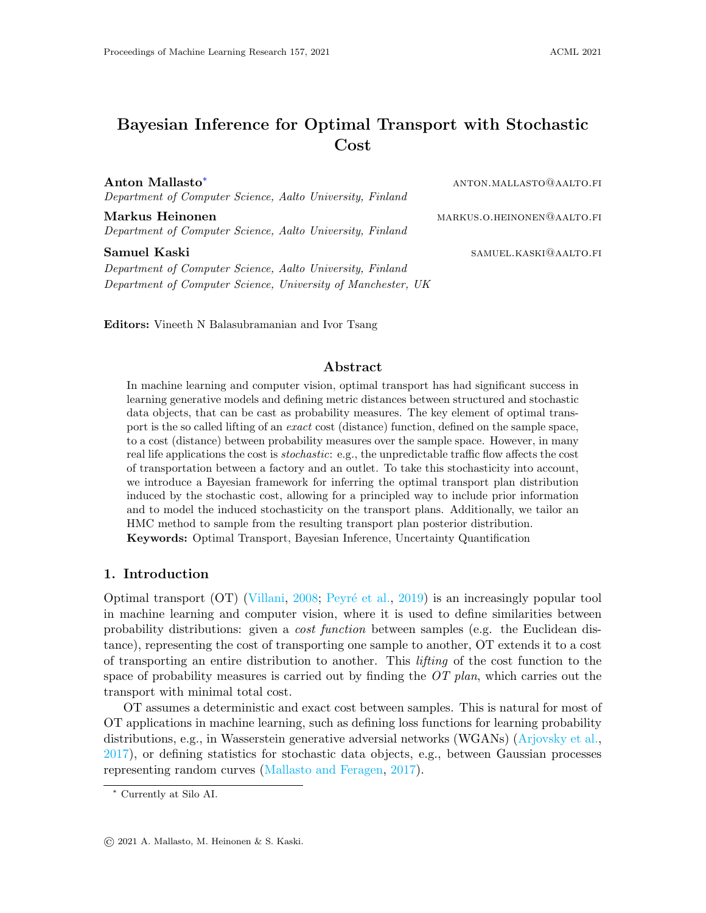Bayesian Inference for Optimal Transport with Stochastic Cost

**Anton Mallasto**[*] anton.mallasto@aalto.fi
*Department of Computer Science, Aalto University, Finland*

**Markus Heinonen** markus.o.heinonen@aalto.fi
*Department of Computer Science, Aalto University, Finland*

**Samuel Kaski** samuel.kaski@aalto.fi
*Department of Computer Science, Aalto University, Finland*
*Department of Computer Science, University of Manchester, UK*

**Editors:** Vineeth N Balasubramanian and Ivor Tsang

## Abstract

In machine learning and computer vision, optimal transport has had significant success in learning generative models and defining metric distances between structured and stochastic data objects, that can be cast as probability measures. The key element of optimal transport is the so called lifting of an *exact* cost (distance) function, defined on the sample space, to a cost (distance) between probability measures over the sample space. However, in many real life applications the cost is *stochastic*: e.g., the unpredictable traffic flow affects the cost of transportation between a factory and an outlet. To take this stochasticity into account, we introduce a Bayesian framework for inferring the optimal transport plan distribution induced by the stochastic cost, allowing for a principled way to include prior information and to model the induced stochasticity on the transport plans. Additionally, we tailor an HMC method to sample from the resulting transport plan posterior distribution.

**Keywords:** Optimal Transport, Bayesian Inference, Uncertainty Quantification

## 1. Introduction

Optimal transport (OT) (Villani, 2008; Peyré et al., 2019) is an increasingly popular tool in machine learning and computer vision, where it is used to define similarities between probability distributions: given a *cost function* between samples (e.g. the Euclidean distance), representing the cost of transporting one sample to another, OT extends it to a cost of transporting an entire distribution to another. This *lifting* of the cost function to the space of probability measures is carried out by finding the *OT plan*, which carries out the transport with minimal total cost.

OT assumes a deterministic and exact cost between samples. This is natural for most of OT applications in machine learning, such as defining loss functions for learning probability distributions, e.g., in Wasserstein generative adversial networks (WGANs) (Arjovsky et al., 2017), or defining statistics for stochastic data objects, e.g., between Gaussian processes representing random curves (Mallasto and Feragen, 2017).

[*] Currently at Silo AI.

© 2021 A. Mallasto, M. Heinonen & S. Kaski.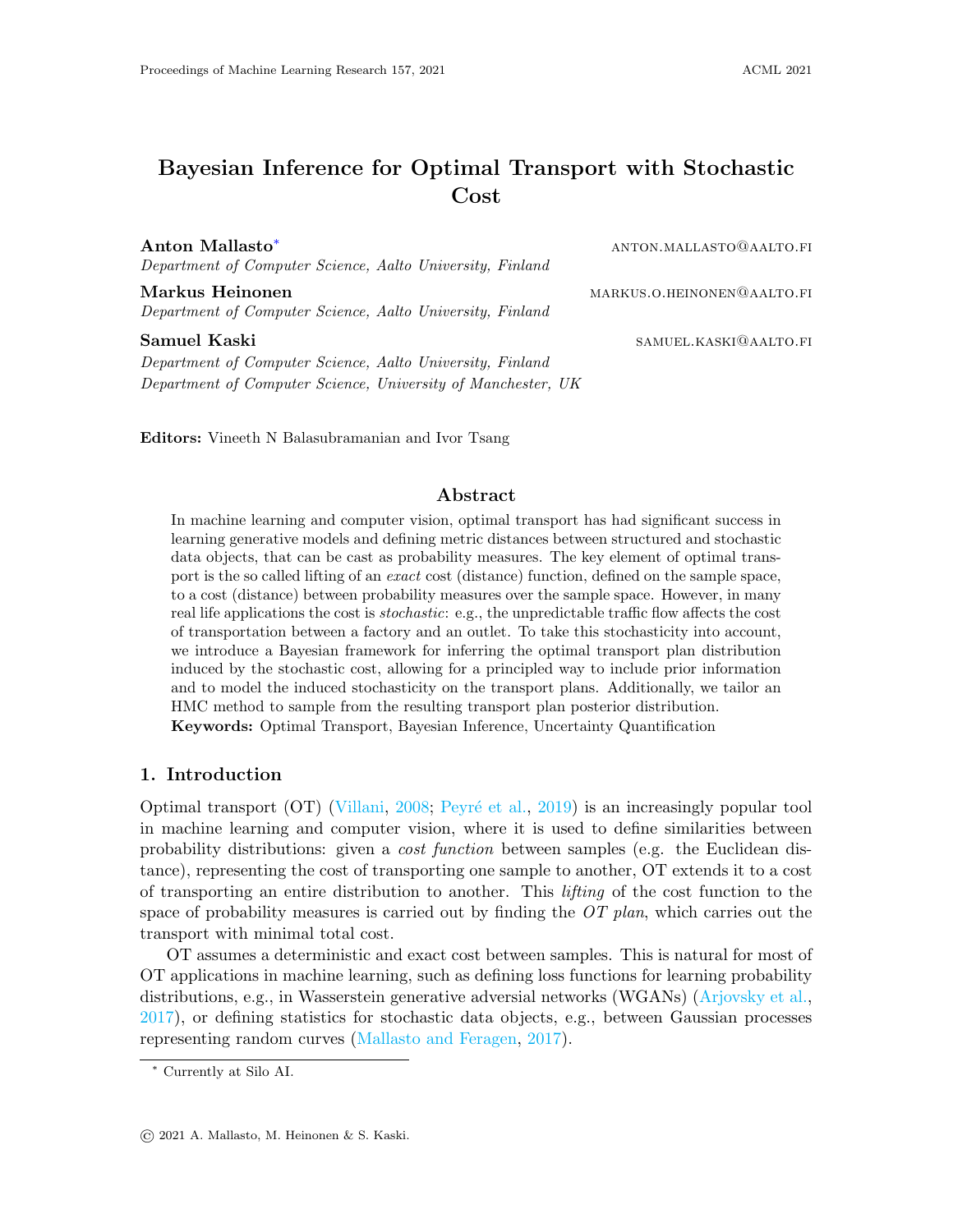# Bayesian Inference for Optimal Transport with Stochastic Cost

**Anton Mallasto**[*] ANTON.MALLASTO@AALTO.FI
*Department of Computer Science, Aalto University, Finland*

**Markus Heinonen** MARKUS.O.HEINONEN@AALTO.FI
*Department of Computer Science, Aalto University, Finland*

**Samuel Kaski** SAMUEL.KASKI@AALTO.FI
*Department of Computer Science, Aalto University, Finland*
*Department of Computer Science, University of Manchester, UK*

**Editors:** Vineeth N Balasubramanian and Ivor Tsang

## Abstract

In machine learning and computer vision, optimal transport has had significant success in learning generative models and defining metric distances between structured and stochastic data objects, that can be cast as probability measures. The key element of optimal transport is the so called lifting of an *exact* cost (distance) function, defined on the sample space, to a cost (distance) between probability measures over the sample space. However, in many real life applications the cost is *stochastic*: e.g., the unpredictable traffic flow affects the cost of transportation between a factory and an outlet. To take this stochasticity into account, we introduce a Bayesian framework for inferring the optimal transport plan distribution induced by the stochastic cost, allowing for a principled way to include prior information and to model the induced stochasticity on the transport plans. Additionally, we tailor an HMC method to sample from the resulting transport plan posterior distribution.

**Keywords:** Optimal Transport, Bayesian Inference, Uncertainty Quantification

## 1. Introduction

Optimal transport (OT) (Villani, 2008; Peyré et al., 2019) is an increasingly popular tool in machine learning and computer vision, where it is used to define similarities between probability distributions: given a *cost function* between samples (e.g. the Euclidean distance), representing the cost of transporting one sample to another, OT extends it to a cost of transporting an entire distribution to another. This *lifting* of the cost function to the space of probability measures is carried out by finding the *OT plan*, which carries out the transport with minimal total cost.

OT assumes a deterministic and exact cost between samples. This is natural for most of OT applications in machine learning, such as defining loss functions for learning probability distributions, e.g., in Wasserstein generative adversial networks (WGANs) (Arjovsky et al., 2017), or defining statistics for stochastic data objects, e.g., between Gaussian processes representing random curves (Mallasto and Feragen, 2017).

[*] Currently at Silo AI.

© 2021 A. Mallasto, M. Heinonen & S. Kaski.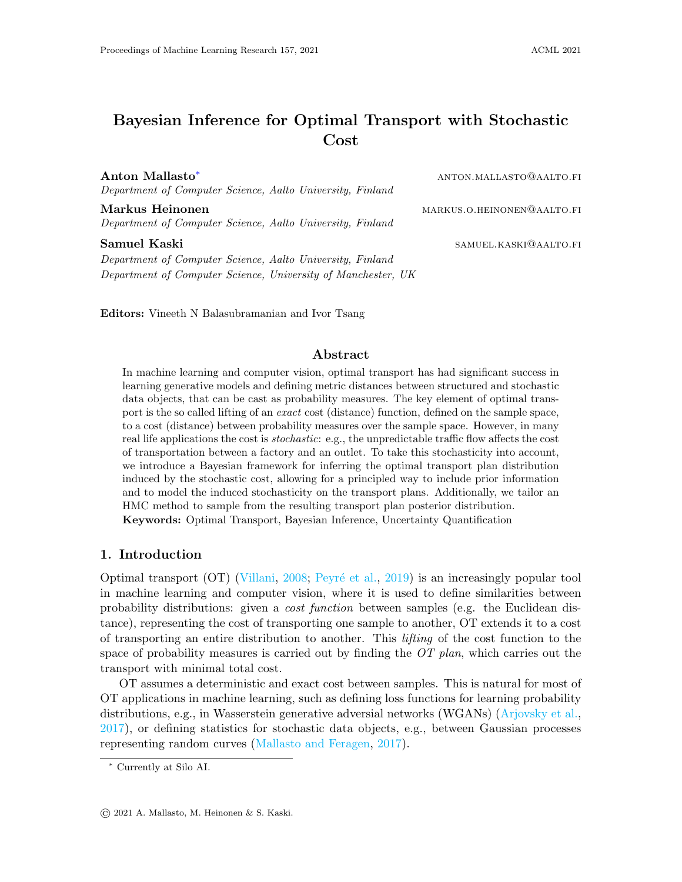# Bayesian Inference for Optimal Transport with Stochastic Cost

**Anton Mallasto**[*] ANTON.MALLASTO@AALTO.FI
*Department of Computer Science, Aalto University, Finland*

**Markus Heinonen** MARKUS.O.HEINONEN@AALTO.FI
*Department of Computer Science, Aalto University, Finland*

**Samuel Kaski** SAMUEL.KASKI@AALTO.FI
*Department of Computer Science, Aalto University, Finland*
*Department of Computer Science, University of Manchester, UK*

**Editors:** Vineeth N Balasubramanian and Ivor Tsang

## Abstract

In machine learning and computer vision, optimal transport has had significant success in learning generative models and defining metric distances between structured and stochastic data objects, that can be cast as probability measures. The key element of optimal transport is the so called lifting of an *exact* cost (distance) function, defined on the sample space, to a cost (distance) between probability measures over the sample space. However, in many real life applications the cost is *stochastic*: e.g., the unpredictable traffic flow affects the cost of transportation between a factory and an outlet. To take this stochasticity into account, we introduce a Bayesian framework for inferring the optimal transport plan distribution induced by the stochastic cost, allowing for a principled way to include prior information and to model the induced stochasticity on the transport plans. Additionally, we tailor an HMC method to sample from the resulting transport plan posterior distribution.

**Keywords:** Optimal Transport, Bayesian Inference, Uncertainty Quantification

## 1. Introduction

Optimal transport (OT) (Villani, 2008; Peyré et al., 2019) is an increasingly popular tool in machine learning and computer vision, where it is used to define similarities between probability distributions: given a *cost function* between samples (e.g. the Euclidean distance), representing the cost of transporting one sample to another, OT extends it to a cost of transporting an entire distribution to another. This *lifting* of the cost function to the space of probability measures is carried out by finding the *OT plan*, which carries out the transport with minimal total cost.

OT assumes a deterministic and exact cost between samples. This is natural for most of OT applications in machine learning, such as defining loss functions for learning probability distributions, e.g., in Wasserstein generative adversial networks (WGANs) (Arjovsky et al., 2017), or defining statistics for stochastic data objects, e.g., between Gaussian processes representing random curves (Mallasto and Feragen, 2017).

[*] Currently at Silo AI.

© 2021 A. Mallasto, M. Heinonen & S. Kaski.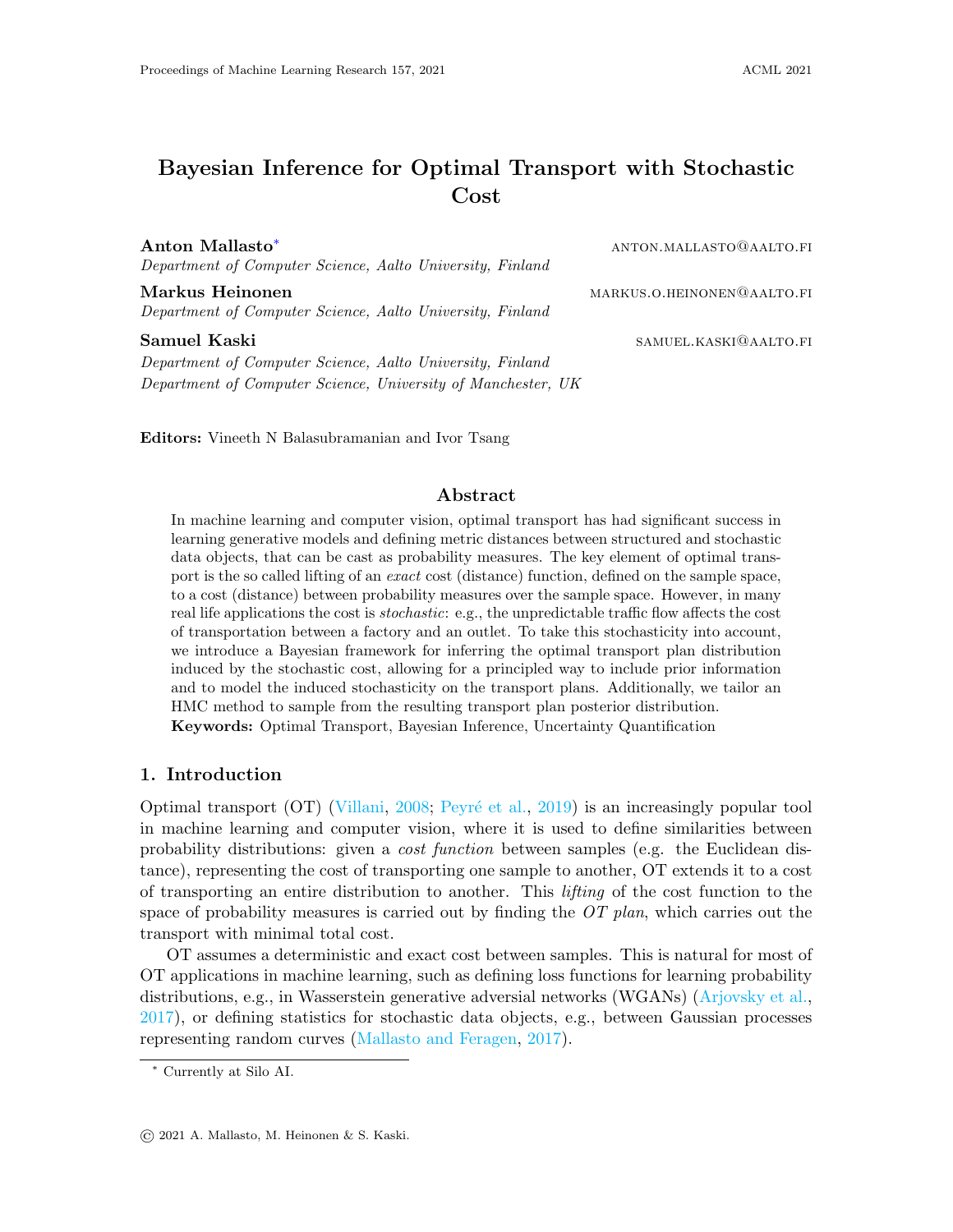Proceedings of Machine Learning Research 157, 2021 ACML 2021

# Bayesian Inference for Optimal Transport with Stochastic Cost

**Anton Mallasto*** ANTON.MALLASTO@AALTO.FI
*Department of Computer Science, Aalto University, Finland*

**Markus Heinonen** MARKUS.O.HEINONEN@AALTO.FI
*Department of Computer Science, Aalto University, Finland*

**Samuel Kaski** SAMUEL.KASKI@AALTO.FI
*Department of Computer Science, Aalto University, Finland*
*Department of Computer Science, University of Manchester, UK*

**Editors:** Vineeth N Balasubramanian and Ivor Tsang

## Abstract

In machine learning and computer vision, optimal transport has had significant success in learning generative models and defining metric distances between structured and stochastic data objects, that can be cast as probability measures. The key element of optimal transport is the so called lifting of an *exact* cost (distance) function, defined on the sample space, to a cost (distance) between probability measures over the sample space. However, in many real life applications the cost is *stochastic*: e.g., the unpredictable traffic flow affects the cost of transportation between a factory and an outlet. To take this stochasticity into account, we introduce a Bayesian framework for inferring the optimal transport plan distribution induced by the stochastic cost, allowing for a principled way to include prior information and to model the induced stochasticity on the transport plans. Additionally, we tailor an HMC method to sample from the resulting transport plan posterior distribution.

**Keywords:** Optimal Transport, Bayesian Inference, Uncertainty Quantification

## 1. Introduction

Optimal transport (OT) (Villani, 2008; Peyré et al., 2019) is an increasingly popular tool in machine learning and computer vision, where it is used to define similarities between probability distributions: given a *cost function* between samples (e.g. the Euclidean distance), representing the cost of transporting one sample to another, OT extends it to a cost of transporting an entire distribution to another. This *lifting* of the cost function to the space of probability measures is carried out by finding the *OT plan*, which carries out the transport with minimal total cost.

OT assumes a deterministic and exact cost between samples. This is natural for most of OT applications in machine learning, such as defining loss functions for learning probability distributions, e.g., in Wasserstein generative adversial networks (WGANs) (Arjovsky et al., 2017), or defining statistics for stochastic data objects, e.g., between Gaussian processes representing random curves (Mallasto and Feragen, 2017).

* Currently at Silo AI.

© 2021 A. Mallasto, M. Heinonen & S. Kaski.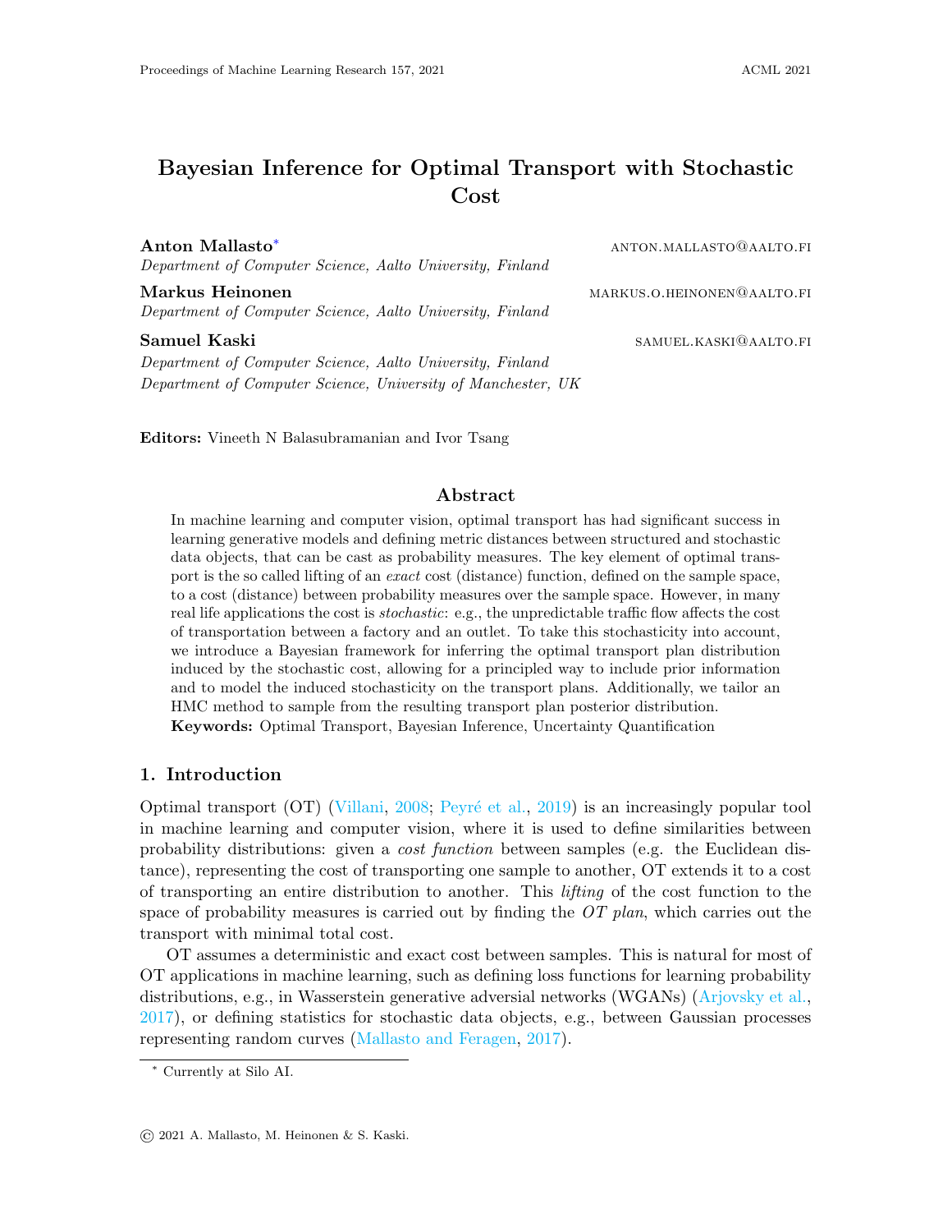# Bayesian Inference for Optimal Transport with Stochastic Cost

**Anton Mallasto**[*] ANTON.MALLASTO@AALTO.FI
*Department of Computer Science, Aalto University, Finland*

**Markus Heinonen** MARKUS.O.HEINONEN@AALTO.FI
*Department of Computer Science, Aalto University, Finland*

**Samuel Kaski** SAMUEL.KASKI@AALTO.FI
*Department of Computer Science, Aalto University, Finland*
*Department of Computer Science, University of Manchester, UK*

**Editors:** Vineeth N Balasubramanian and Ivor Tsang

## Abstract

In machine learning and computer vision, optimal transport has had significant success in learning generative models and defining metric distances between structured and stochastic data objects, that can be cast as probability measures. The key element of optimal transport is the so called lifting of an *exact* cost (distance) function, defined on the sample space, to a cost (distance) between probability measures over the sample space. However, in many real life applications the cost is *stochastic*: e.g., the unpredictable traffic flow affects the cost of transportation between a factory and an outlet. To take this stochasticity into account, we introduce a Bayesian framework for inferring the optimal transport plan distribution induced by the stochastic cost, allowing for a principled way to include prior information and to model the induced stochasticity on the transport plans. Additionally, we tailor an HMC method to sample from the resulting transport plan posterior distribution.

**Keywords:** Optimal Transport, Bayesian Inference, Uncertainty Quantification

## 1. Introduction

Optimal transport (OT) (Villani, 2008; Peyré et al., 2019) is an increasingly popular tool in machine learning and computer vision, where it is used to define similarities between probability distributions: given a *cost function* between samples (e.g. the Euclidean distance), representing the cost of transporting one sample to another, OT extends it to a cost of transporting an entire distribution to another. This *lifting* of the cost function to the space of probability measures is carried out by finding the *OT plan*, which carries out the transport with minimal total cost.

OT assumes a deterministic and exact cost between samples. This is natural for most of OT applications in machine learning, such as defining loss functions for learning probability distributions, e.g., in Wasserstein generative adversial networks (WGANs) (Arjovsky et al., 2017), or defining statistics for stochastic data objects, e.g., between Gaussian processes representing random curves (Mallasto and Feragen, 2017).

[*] Currently at Silo AI.

© 2021 A. Mallasto, M. Heinonen & S. Kaski.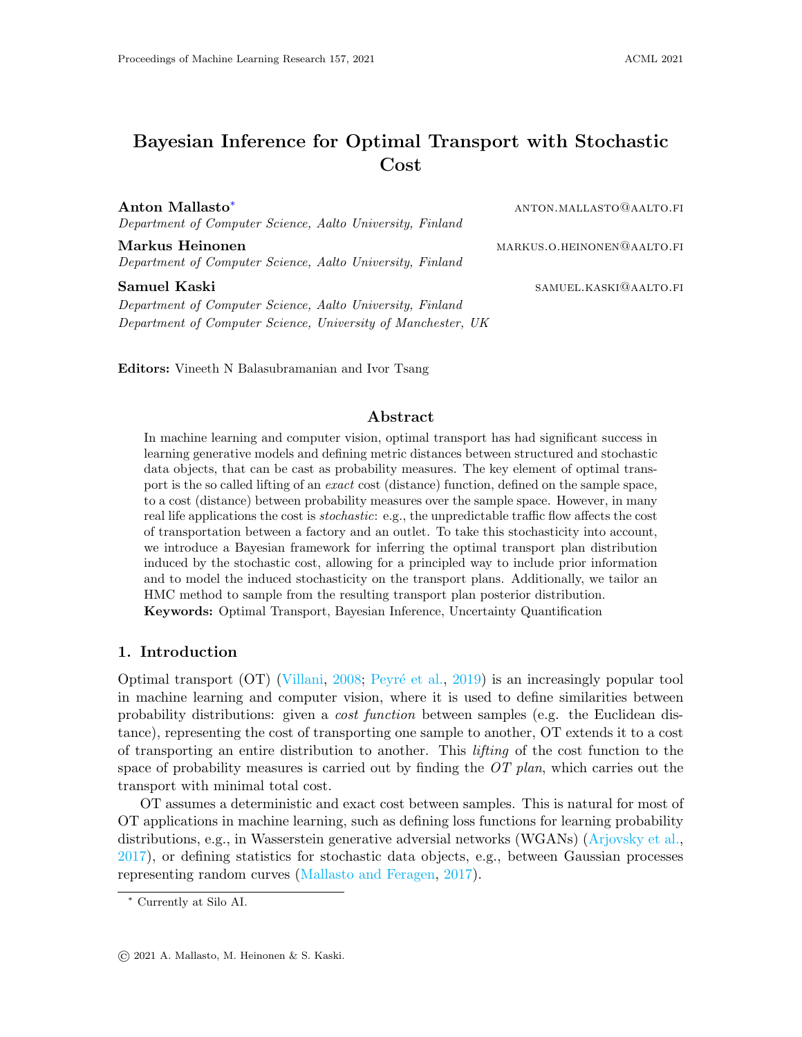# Bayesian Inference for Optimal Transport with Stochastic Cost

**Anton Mallasto**[*] ANTON.MALLASTO@AALTO.FI
*Department of Computer Science, Aalto University, Finland*

**Markus Heinonen** MARKUS.O.HEINONEN@AALTO.FI
*Department of Computer Science, Aalto University, Finland*

**Samuel Kaski** SAMUEL.KASKI@AALTO.FI
*Department of Computer Science, Aalto University, Finland*
*Department of Computer Science, University of Manchester, UK*

**Editors:** Vineeth N Balasubramanian and Ivor Tsang

## Abstract

In machine learning and computer vision, optimal transport has had significant success in learning generative models and defining metric distances between structured and stochastic data objects, that can be cast as probability measures. The key element of optimal transport is the so called lifting of an *exact* cost (distance) function, defined on the sample space, to a cost (distance) between probability measures over the sample space. However, in many real life applications the cost is *stochastic*: e.g., the unpredictable traffic flow affects the cost of transportation between a factory and an outlet. To take this stochasticity into account, we introduce a Bayesian framework for inferring the optimal transport plan distribution induced by the stochastic cost, allowing for a principled way to include prior information and to model the induced stochasticity on the transport plans. Additionally, we tailor an HMC method to sample from the resulting transport plan posterior distribution.

**Keywords:** Optimal Transport, Bayesian Inference, Uncertainty Quantification

## 1. Introduction

Optimal transport (OT) (Villani, 2008; Peyré et al., 2019) is an increasingly popular tool in machine learning and computer vision, where it is used to define similarities between probability distributions: given a *cost function* between samples (e.g. the Euclidean distance), representing the cost of transporting one sample to another, OT extends it to a cost of transporting an entire distribution to another. This *lifting* of the cost function to the space of probability measures is carried out by finding the *OT plan*, which carries out the transport with minimal total cost.

OT assumes a deterministic and exact cost between samples. This is natural for most of OT applications in machine learning, such as defining loss functions for learning probability distributions, e.g., in Wasserstein generative adversial networks (WGANs) (Arjovsky et al., 2017), or defining statistics for stochastic data objects, e.g., between Gaussian processes representing random curves (Mallasto and Feragen, 2017).

[*] Currently at Silo AI.

© 2021 A. Mallasto, M. Heinonen & S. Kaski.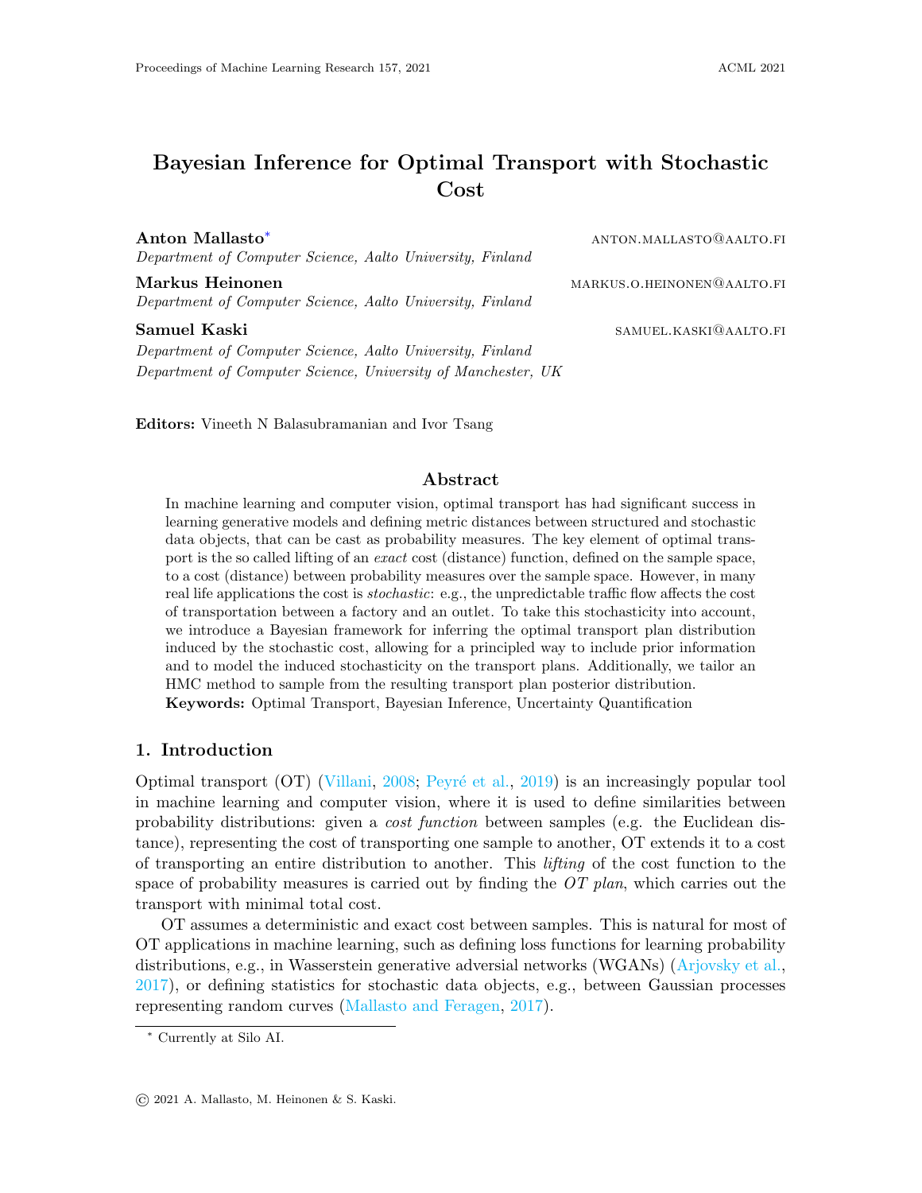# Bayesian Inference for Optimal Transport with Stochastic Cost

**Anton Mallasto**[*] ANTON.MALLASTO@AALTO.FI
*Department of Computer Science, Aalto University, Finland*

**Markus Heinonen** MARKUS.O.HEINONEN@AALTO.FI
*Department of Computer Science, Aalto University, Finland*

**Samuel Kaski** SAMUEL.KASKI@AALTO.FI
*Department of Computer Science, Aalto University, Finland*
*Department of Computer Science, University of Manchester, UK*

**Editors:** Vineeth N Balasubramanian and Ivor Tsang

## Abstract

In machine learning and computer vision, optimal transport has had significant success in learning generative models and defining metric distances between structured and stochastic data objects, that can be cast as probability measures. The key element of optimal transport is the so called lifting of an *exact* cost (distance) function, defined on the sample space, to a cost (distance) between probability measures over the sample space. However, in many real life applications the cost is *stochastic*: e.g., the unpredictable traffic flow affects the cost of transportation between a factory and an outlet. To take this stochasticity into account, we introduce a Bayesian framework for inferring the optimal transport plan distribution induced by the stochastic cost, allowing for a principled way to include prior information and to model the induced stochasticity on the transport plans. Additionally, we tailor an HMC method to sample from the resulting transport plan posterior distribution.

**Keywords:** Optimal Transport, Bayesian Inference, Uncertainty Quantification

## 1. Introduction

Optimal transport (OT) (Villani, 2008; Peyré et al., 2019) is an increasingly popular tool in machine learning and computer vision, where it is used to define similarities between probability distributions: given a *cost function* between samples (e.g. the Euclidean distance), representing the cost of transporting one sample to another, OT extends it to a cost of transporting an entire distribution to another. This *lifting* of the cost function to the space of probability measures is carried out by finding the *OT plan*, which carries out the transport with minimal total cost.

OT assumes a deterministic and exact cost between samples. This is natural for most of OT applications in machine learning, such as defining loss functions for learning probability distributions, e.g., in Wasserstein generative adversial networks (WGANs) (Arjovsky et al., 2017), or defining statistics for stochastic data objects, e.g., between Gaussian processes representing random curves (Mallasto and Feragen, 2017).

[*] Currently at Silo AI.

© 2021 A. Mallasto, M. Heinonen & S. Kaski.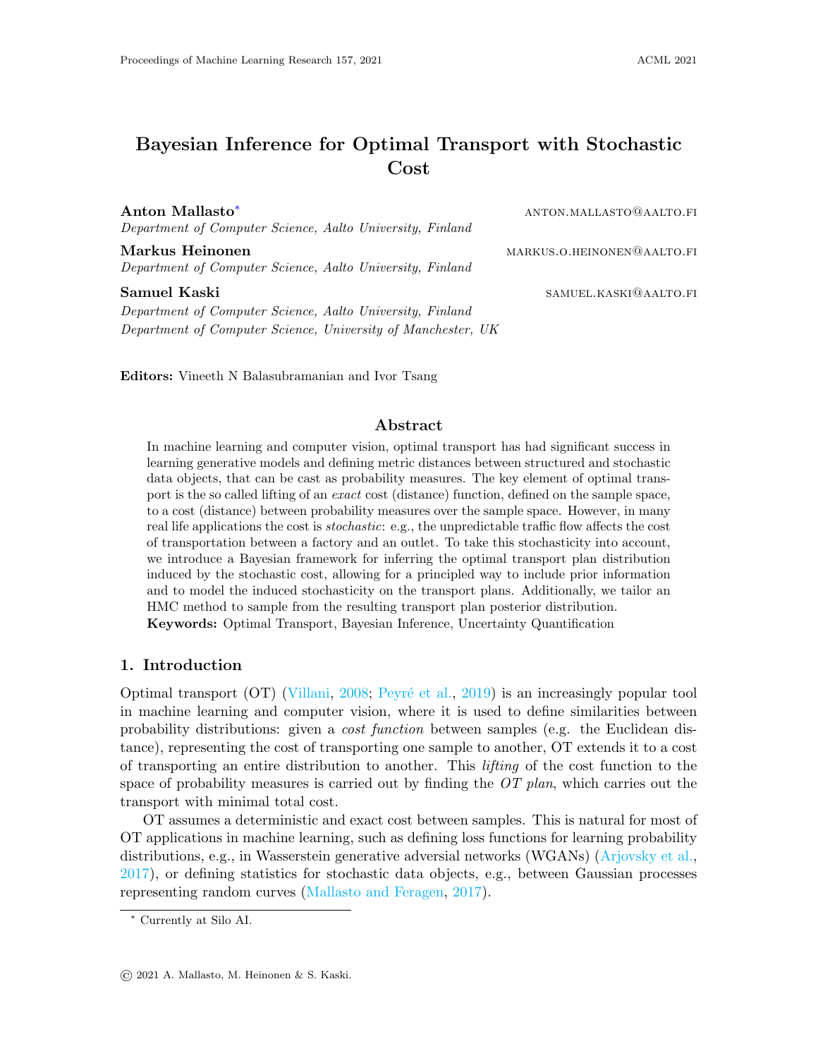Proceedings of Machine Learning Research 157, 2021 ACML 2021

# Bayesian Inference for Optimal Transport with Stochastic Cost

**Anton Mallasto**[*] ANTON.MALLASTO@AALTO.FI
*Department of Computer Science, Aalto University, Finland*

**Markus Heinonen** MARKUS.O.HEINONEN@AALTO.FI
*Department of Computer Science, Aalto University, Finland*

**Samuel Kaski** SAMUEL.KASKI@AALTO.FI
*Department of Computer Science, Aalto University, Finland*
*Department of Computer Science, University of Manchester, UK*

**Editors:** Vineeth N Balasubramanian and Ivor Tsang

## Abstract

In machine learning and computer vision, optimal transport has had significant success in learning generative models and defining metric distances between structured and stochastic data objects, that can be cast as probability measures. The key element of optimal transport is the so called lifting of an *exact* cost (distance) function, defined on the sample space, to a cost (distance) between probability measures over the sample space. However, in many real life applications the cost is *stochastic*: e.g., the unpredictable traffic flow affects the cost of transportation between a factory and an outlet. To take this stochasticity into account, we introduce a Bayesian framework for inferring the optimal transport plan distribution induced by the stochastic cost, allowing for a principled way to include prior information and to model the induced stochasticity on the transport plans. Additionally, we tailor an HMC method to sample from the resulting transport plan posterior distribution.

**Keywords:** Optimal Transport, Bayesian Inference, Uncertainty Quantification

## 1. Introduction

Optimal transport (OT) (Villani, 2008; Peyré et al., 2019) is an increasingly popular tool in machine learning and computer vision, where it is used to define similarities between probability distributions: given a *cost function* between samples (e.g. the Euclidean distance), representing the cost of transporting one sample to another, OT extends it to a cost of transporting an entire distribution to another. This *lifting* of the cost function to the space of probability measures is carried out by finding the *OT plan*, which carries out the transport with minimal total cost.

OT assumes a deterministic and exact cost between samples. This is natural for most of OT applications in machine learning, such as defining loss functions for learning probability distributions, e.g., in Wasserstein generative adversial networks (WGANs) (Arjovsky et al., 2017), or defining statistics for stochastic data objects, e.g., between Gaussian processes representing random curves (Mallasto and Feragen, 2017).

[*] Currently at Silo AI.

© 2021 A. Mallasto, M. Heinonen & S. Kaski.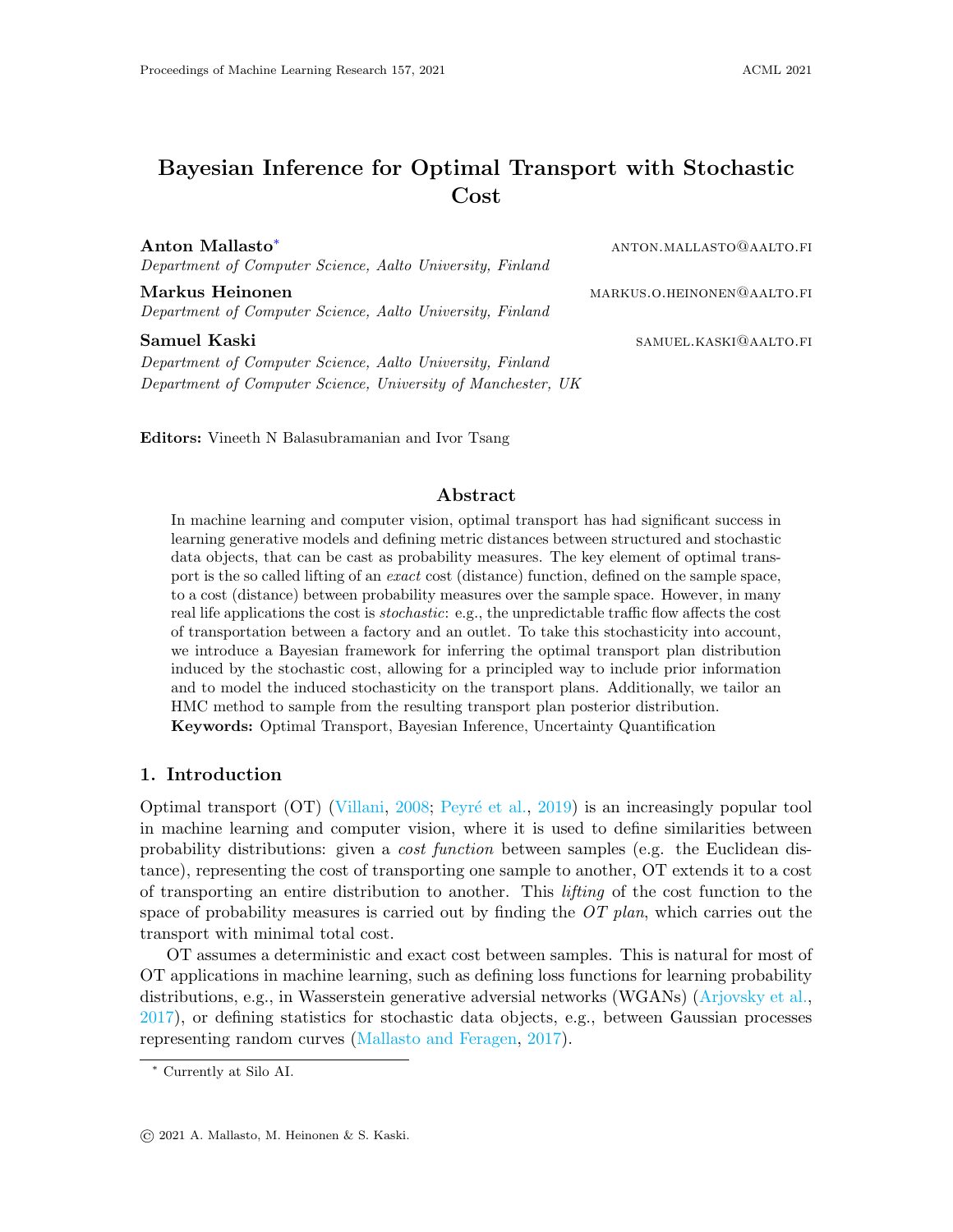# Bayesian Inference for Optimal Transport with Stochastic Cost

**Anton Mallasto*** ANTON.MALLASTO@AALTO.FI
*Department of Computer Science, Aalto University, Finland*

**Markus Heinonen** MARKUS.O.HEINONEN@AALTO.FI
*Department of Computer Science, Aalto University, Finland*

**Samuel Kaski** SAMUEL.KASKI@AALTO.FI
*Department of Computer Science, Aalto University, Finland*
*Department of Computer Science, University of Manchester, UK*

**Editors:** Vineeth N Balasubramanian and Ivor Tsang

## Abstract

In machine learning and computer vision, optimal transport has had significant success in learning generative models and defining metric distances between structured and stochastic data objects, that can be cast as probability measures. The key element of optimal transport is the so called lifting of an *exact* cost (distance) function, defined on the sample space, to a cost (distance) between probability measures over the sample space. However, in many real life applications the cost is *stochastic*: e.g., the unpredictable traffic flow affects the cost of transportation between a factory and an outlet. To take this stochasticity into account, we introduce a Bayesian framework for inferring the optimal transport plan distribution induced by the stochastic cost, allowing for a principled way to include prior information and to model the induced stochasticity on the transport plans. Additionally, we tailor an HMC method to sample from the resulting transport plan posterior distribution.

**Keywords:** Optimal Transport, Bayesian Inference, Uncertainty Quantification

## 1. Introduction

Optimal transport (OT) (Villani, 2008; Peyré et al., 2019) is an increasingly popular tool in machine learning and computer vision, where it is used to define similarities between probability distributions: given a *cost function* between samples (e.g. the Euclidean distance), representing the cost of transporting one sample to another, OT extends it to a cost of transporting an entire distribution to another. This *lifting* of the cost function to the space of probability measures is carried out by finding the *OT plan*, which carries out the transport with minimal total cost.

OT assumes a deterministic and exact cost between samples. This is natural for most of OT applications in machine learning, such as defining loss functions for learning probability distributions, e.g., in Wasserstein generative adversial networks (WGANs) (Arjovsky et al., 2017), or defining statistics for stochastic data objects, e.g., between Gaussian processes representing random curves (Mallasto and Feragen, 2017).

* Currently at Silo AI.

© 2021 A. Mallasto, M. Heinonen & S. Kaski.